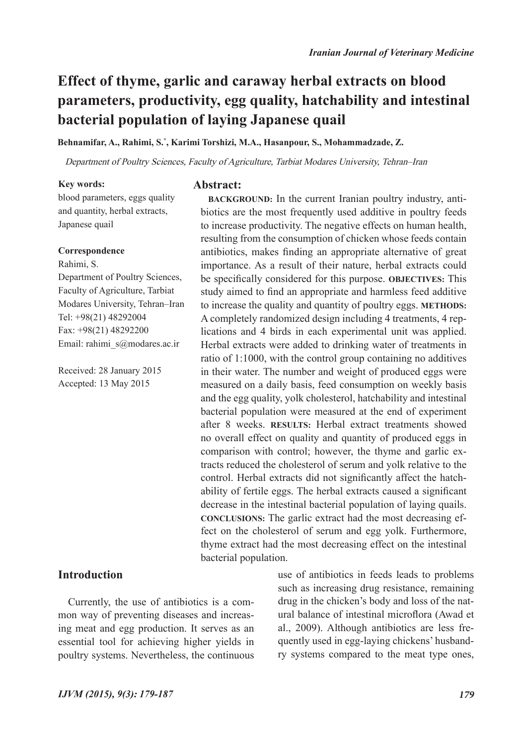# Effect of thyme, garlic and caraway herbal extracts on blood parameters, productivity, egg quality, hatchability and intestinal bacterial population of laying Japanese quail

**Behnamifar, A., Rahimi, S.*, Karimi Torshizi, M.A., Hasanpour, S., Mohammadzade, Z.**

*Department of Poultry Sciences, Faculty of Agriculture, Tarbiat Modares University, Tehran–Iran*

**Key words:**
blood parameters, eggs quality and quantity, herbal extracts, Japanese quail

**Correspondence**
Rahimi, S.
Department of Poultry Sciences, Faculty of Agriculture, Tarbiat Modares University, Tehran–Iran
Tel: +98(21) 48292004
Fax: +98(21) 48292200
Email: rahimi_s@modares.ac.ir

Received: 28 January 2015
Accepted: 13 May 2015

## Abstract:

**BACKGROUND:** In the current Iranian poultry industry, antibiotics are the most frequently used additive in poultry feeds to increase productivity. The negative effects on human health, resulting from the consumption of chicken whose feeds contain antibiotics, makes finding an appropriate alternative of great importance. As a result of their nature, herbal extracts could be specifically considered for this purpose. **OBJECTIVES:** This study aimed to find an appropriate and harmless feed additive to increase the quality and quantity of poultry eggs. **METHODS:** A completely randomized design including 4 treatments, 4 replications and 4 birds in each experimental unit was applied. Herbal extracts were added to drinking water of treatments in ratio of 1:1000, with the control group containing no additives in their water. The number and weight of produced eggs were measured on a daily basis, feed consumption on weekly basis and the egg quality, yolk cholesterol, hatchability and intestinal bacterial population were measured at the end of experiment after 8 weeks. **RESULTS:** Herbal extract treatments showed no overall effect on quality and quantity of produced eggs in comparison with control; however, the thyme and garlic extracts reduced the cholesterol of serum and yolk relative to the control. Herbal extracts did not significantly affect the hatchability of fertile eggs. The herbal extracts caused a significant decrease in the intestinal bacterial population of laying quails. **CONCLUSIONS:** The garlic extract had the most decreasing effect on the cholesterol of serum and egg yolk. Furthermore, thyme extract had the most decreasing effect on the intestinal bacterial population.

## Introduction

Currently, the use of antibiotics is a common way of preventing diseases and increasing meat and egg production. It serves as an essential tool for achieving higher yields in poultry systems. Nevertheless, the continuous use of antibiotics in feeds leads to problems such as increasing drug resistance, remaining drug in the chicken's body and loss of the natural balance of intestinal microflora (Awad et al., 2009). Although antibiotics are less frequently used in egg-laying chickens' husbandry systems compared to the meat type ones,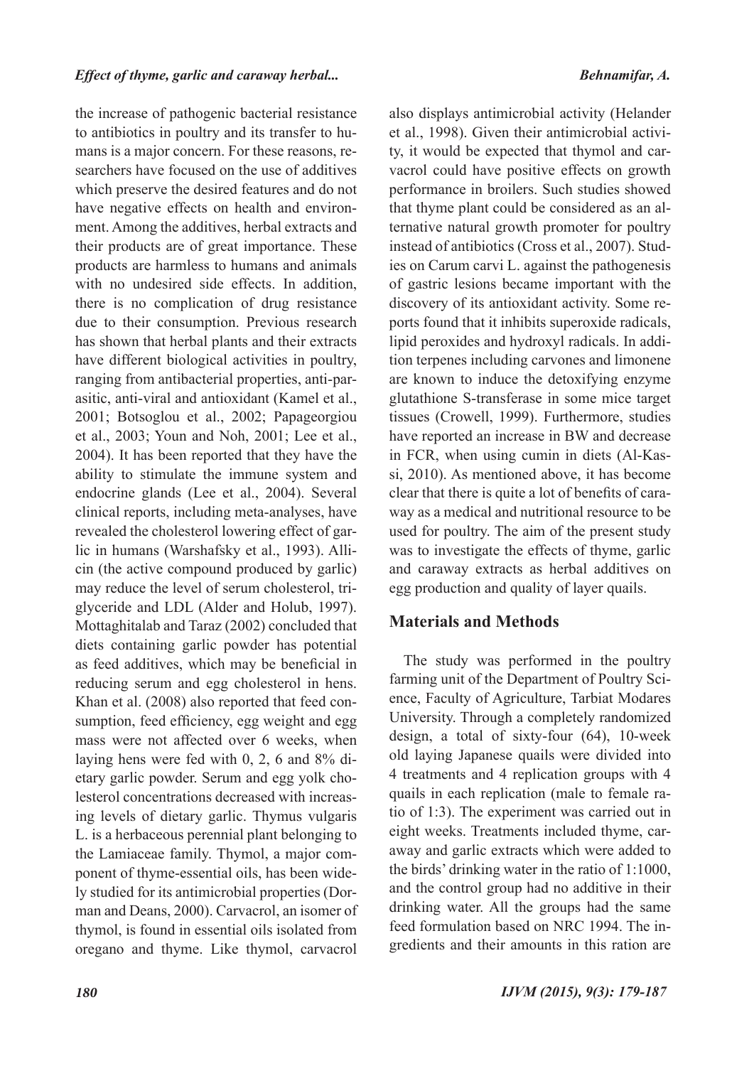the increase of pathogenic bacterial resistance to antibiotics in poultry and its transfer to humans is a major concern. For these reasons, researchers have focused on the use of additives which preserve the desired features and do not have negative effects on health and environment. Among the additives, herbal extracts and their products are of great importance. These products are harmless to humans and animals with no undesired side effects. In addition, there is no complication of drug resistance due to their consumption. Previous research has shown that herbal plants and their extracts have different biological activities in poultry, ranging from antibacterial properties, anti-parasitic, anti-viral and antioxidant (Kamel et al., 2001; Botsoglou et al., 2002; Papageorgiou et al., 2003; Youn and Noh, 2001; Lee et al., 2004). It has been reported that they have the ability to stimulate the immune system and endocrine glands (Lee et al., 2004). Several clinical reports, including meta-analyses, have revealed the cholesterol lowering effect of garlic in humans (Warshafsky et al., 1993). Allicin (the active compound produced by garlic) may reduce the level of serum cholesterol, triglyceride and LDL (Alder and Holub, 1997). Mottaghitalab and Taraz (2002) concluded that diets containing garlic powder has potential as feed additives, which may be beneficial in reducing serum and egg cholesterol in hens. Khan et al. (2008) also reported that feed consumption, feed efficiency, egg weight and egg mass were not affected over 6 weeks, when laying hens were fed with 0, 2, 6 and 8% dietary garlic powder. Serum and egg yolk cholesterol concentrations decreased with increasing levels of dietary garlic. Thymus vulgaris L. is a herbaceous perennial plant belonging to the Lamiaceae family. Thymol, a major component of thyme-essential oils, has been widely studied for its antimicrobial properties (Dorman and Deans, 2000). Carvacrol, an isomer of thymol, is found in essential oils isolated from oregano and thyme. Like thymol, carvacrol also displays antimicrobial activity (Helander et al., 1998). Given their antimicrobial activity, it would be expected that thymol and carvacrol could have positive effects on growth performance in broilers. Such studies showed that thyme plant could be considered as an alternative natural growth promoter for poultry instead of antibiotics (Cross et al., 2007). Studies on Carum carvi L. against the pathogenesis of gastric lesions became important with the discovery of its antioxidant activity. Some reports found that it inhibits superoxide radicals, lipid peroxides and hydroxyl radicals. In addition terpenes including carvones and limonene are known to induce the detoxifying enzyme glutathione S-transferase in some mice target tissues (Crowell, 1999). Furthermore, studies have reported an increase in BW and decrease in FCR, when using cumin in diets (Al-Kassi, 2010). As mentioned above, it has become clear that there is quite a lot of benefits of caraway as a medical and nutritional resource to be used for poultry. The aim of the present study was to investigate the effects of thyme, garlic and caraway extracts as herbal additives on egg production and quality of layer quails.

## Materials and Methods

The study was performed in the poultry farming unit of the Department of Poultry Science, Faculty of Agriculture, Tarbiat Modares University. Through a completely randomized design, a total of sixty-four (64), 10-week old laying Japanese quails were divided into 4 treatments and 4 replication groups with 4 quails in each replication (male to female ratio of 1:3). The experiment was carried out in eight weeks. Treatments included thyme, caraway and garlic extracts which were added to the birds' drinking water in the ratio of 1:1000, and the control group had no additive in their drinking water. All the groups had the same feed formulation based on NRC 1994. The ingredients and their amounts in this ration are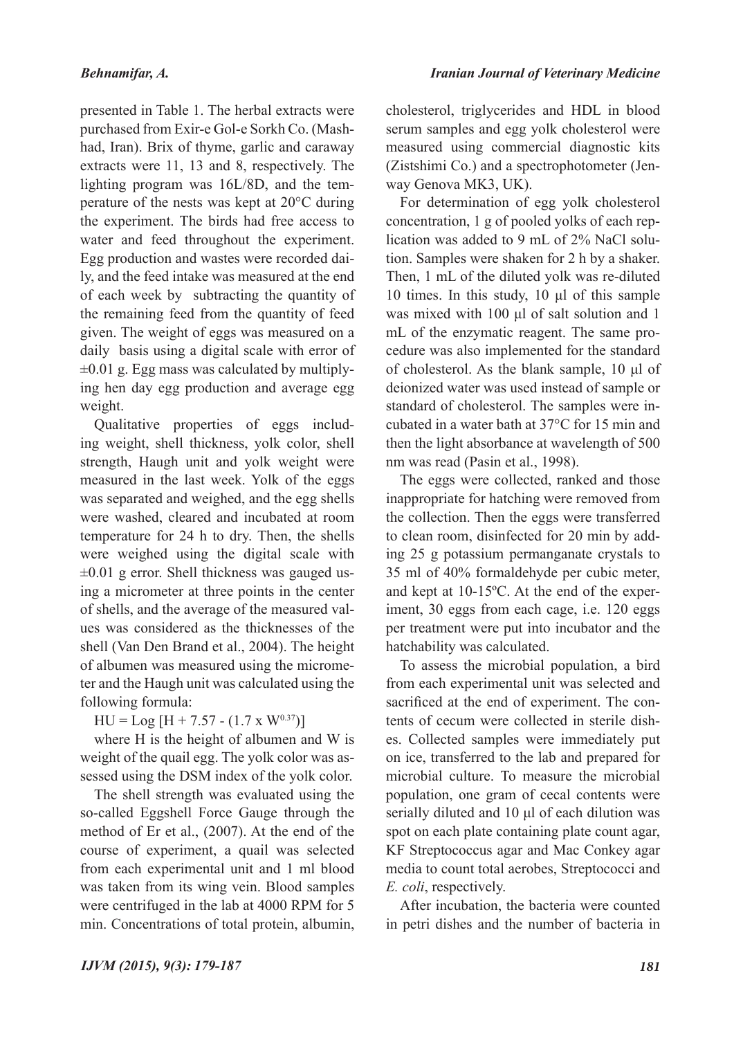presented in Table 1. The herbal extracts were purchased from Exir-e Gol-e Sorkh Co. (Mashhad, Iran). Brix of thyme, garlic and caraway extracts were 11, 13 and 8, respectively. The lighting program was 16L/8D, and the temperature of the nests was kept at 20°C during the experiment. The birds had free access to water and feed throughout the experiment. Egg production and wastes were recorded daily, and the feed intake was measured at the end of each week by subtracting the quantity of the remaining feed from the quantity of feed given. The weight of eggs was measured on a daily basis using a digital scale with error of ±0.01 g. Egg mass was calculated by multiplying hen day egg production and average egg weight.

Qualitative properties of eggs including weight, shell thickness, yolk color, shell strength, Haugh unit and yolk weight were measured in the last week. Yolk of the eggs was separated and weighed, and the egg shells were washed, cleared and incubated at room temperature for 24 h to dry. Then, the shells were weighed using the digital scale with ±0.01 g error. Shell thickness was gauged using a micrometer at three points in the center of shells, and the average of the measured values was considered as the thicknesses of the shell (Van Den Brand et al., 2004). The height of albumen was measured using the micrometer and the Haugh unit was calculated using the following formula:

$$HU = \text{Log}\,[H + 7.57 - (1.7 \times W^{0.37})]$$

where H is the height of albumen and W is weight of the quail egg. The yolk color was assessed using the DSM index of the yolk color.

The shell strength was evaluated using the so-called Eggshell Force Gauge through the method of Er et al., (2007). At the end of the course of experiment, a quail was selected from each experimental unit and 1 ml blood was taken from its wing vein. Blood samples were centrifuged in the lab at 4000 RPM for 5 min. Concentrations of total protein, albumin, cholesterol, triglycerides and HDL in blood serum samples and egg yolk cholesterol were measured using commercial diagnostic kits (Zistshimi Co.) and a spectrophotometer (Jenway Genova MK3, UK).

For determination of egg yolk cholesterol concentration, 1 g of pooled yolks of each replication was added to 9 mL of 2% NaCl solution. Samples were shaken for 2 h by a shaker. Then, 1 mL of the diluted yolk was re-diluted 10 times. In this study, 10 μl of this sample was mixed with 100 μl of salt solution and 1 mL of the enzymatic reagent. The same procedure was also implemented for the standard of cholesterol. As the blank sample, 10 μl of deionized water was used instead of sample or standard of cholesterol. The samples were incubated in a water bath at 37°C for 15 min and then the light absorbance at wavelength of 500 nm was read (Pasin et al., 1998).

The eggs were collected, ranked and those inappropriate for hatching were removed from the collection. Then the eggs were transferred to clean room, disinfected for 20 min by adding 25 g potassium permanganate crystals to 35 ml of 40% formaldehyde per cubic meter, and kept at 10-15ºC. At the end of the experiment, 30 eggs from each cage, i.e. 120 eggs per treatment were put into incubator and the hatchability was calculated.

To assess the microbial population, a bird from each experimental unit was selected and sacrificed at the end of experiment. The contents of cecum were collected in sterile dishes. Collected samples were immediately put on ice, transferred to the lab and prepared for microbial culture. To measure the microbial population, one gram of cecal contents were serially diluted and 10 μl of each dilution was spot on each plate containing plate count agar, KF Streptococcus agar and Mac Conkey agar media to count total aerobes, Streptococci and *E. coli*, respectively.

After incubation, the bacteria were counted in petri dishes and the number of bacteria in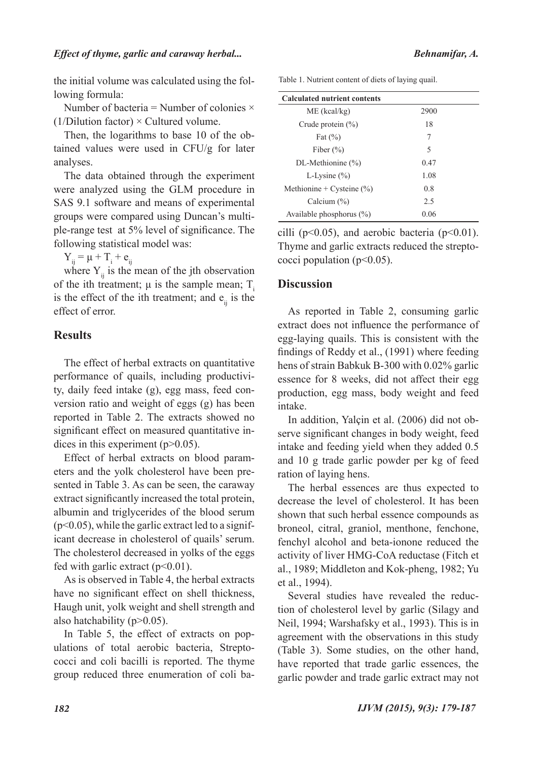the initial volume was calculated using the following formula:

Number of bacteria = Number of colonies × (1/Dilution factor) × Cultured volume.

Then, the logarithms to base 10 of the obtained values were used in CFU/g for later analyses.

The data obtained through the experiment were analyzed using the GLM procedure in SAS 9.1 software and means of experimental groups were compared using Duncan's multiple-range test at 5% level of significance. The following statistical model was:

$Y_{ij} = \mu + T_i + e_{ij}$

where $Y_{ij}$ is the mean of the jth observation of the ith treatment; μ is the sample mean; $T_i$ is the effect of the ith treatment; and $e_{ij}$ is the effect of error.

## Results

The effect of herbal extracts on quantitative performance of quails, including productivity, daily feed intake (g), egg mass, feed conversion ratio and weight of eggs (g) has been reported in Table 2. The extracts showed no significant effect on measured quantitative indices in this experiment ($p>0.05$).

Effect of herbal extracts on blood parameters and the yolk cholesterol have been presented in Table 3. As can be seen, the caraway extract significantly increased the total protein, albumin and triglycerides of the blood serum ($p<0.05$), while the garlic extract led to a significant decrease in cholesterol of quails' serum. The cholesterol decreased in yolks of the eggs fed with garlic extract ($p<0.01$).

As is observed in Table 4, the herbal extracts have no significant effect on shell thickness, Haugh unit, yolk weight and shell strength and also hatchability ($p>0.05$).

In Table 5, the effect of extracts on populations of total aerobic bacteria, Streptococci and coli bacilli is reported. The thyme group reduced three enumeration of coli bacilli ($p<0.05$), and aerobic bacteria ($p<0.01$). Thyme and garlic extracts reduced the streptococci population ($p<0.05$).

Table 1. Nutrient content of diets of laying quail.

| Calculated nutrient contents | |
|---|---|
| ME (kcal/kg) | 2900 |
| Crude protein (%) | 18 |
| Fat (%) | 7 |
| Fiber (%) | 5 |
| DL-Methionine (%) | 0.47 |
| L-Lysine (%) | 1.08 |
| Methionine + Cysteine (%) | 0.8 |
| Calcium (%) | 2.5 |
| Available phosphorus (%) | 0.06 |

## Discussion

As reported in Table 2, consuming garlic extract does not influence the performance of egg-laying quails. This is consistent with the findings of Reddy et al., (1991) where feeding hens of strain Babkuk B-300 with 0.02% garlic essence for 8 weeks, did not affect their egg production, egg mass, body weight and feed intake.

In addition, Yalçin et al. (2006) did not observe significant changes in body weight, feed intake and feeding yield when they added 0.5 and 10 g trade garlic powder per kg of feed ration of laying hens.

The herbal essences are thus expected to decrease the level of cholesterol. It has been shown that such herbal essence compounds as broneol, citral, graniol, menthone, fenchone, fenchyl alcohol and beta-ionone reduced the activity of liver HMG-CoA reductase (Fitch et al., 1989; Middleton and Kok-pheng, 1982; Yu et al., 1994).

Several studies have revealed the reduction of cholesterol level by garlic (Silagy and Neil, 1994; Warshafsky et al., 1993). This is in agreement with the observations in this study (Table 3). Some studies, on the other hand, have reported that trade garlic essences, the garlic powder and trade garlic extract may not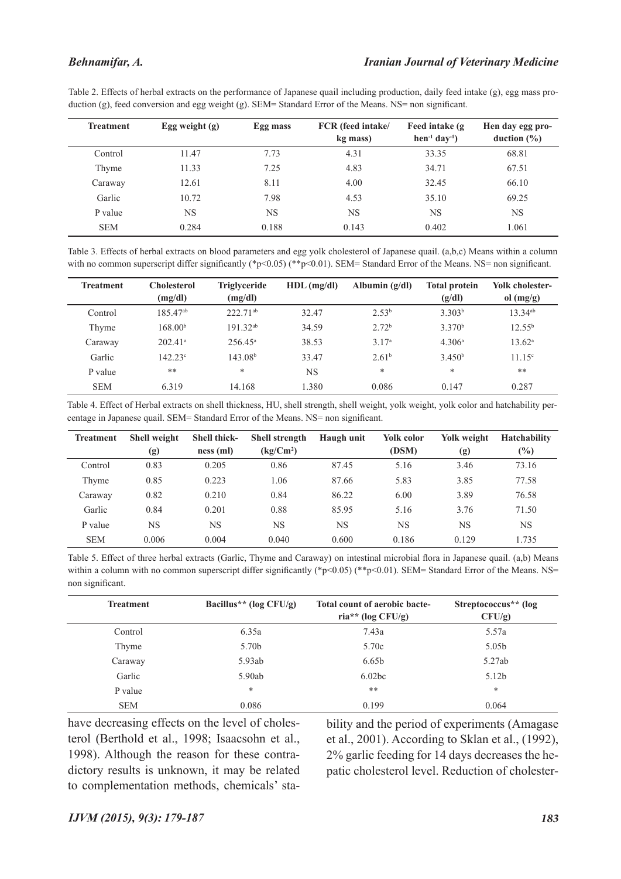Table 2. Effects of herbal extracts on the performance of Japanese quail including production, daily feed intake (g), egg mass production (g), feed conversion and egg weight (g). SEM= Standard Error of the Means. NS= non significant.

| Treatment | Egg weight (g) | Egg mass | FCR (feed intake/ kg mass) | Feed intake (g $hen^{-1}$ $day^{-1}$) | Hen day egg production (%) |
|---|---|---|---|---|---|
| Control | 11.47 | 7.73 | 4.31 | 33.35 | 68.81 |
| Thyme | 11.33 | 7.25 | 4.83 | 34.71 | 67.51 |
| Caraway | 12.61 | 8.11 | 4.00 | 32.45 | 66.10 |
| Garlic | 10.72 | 7.98 | 4.53 | 35.10 | 69.25 |
| P value | NS | NS | NS | NS | NS |
| SEM | 0.284 | 0.188 | 0.143 | 0.402 | 1.061 |

Table 3. Effects of herbal extracts on blood parameters and egg yolk cholesterol of Japanese quail. (a,b,c) Means within a column with no common superscript differ significantly (*p<0.05) (**p<0.01). SEM= Standard Error of the Means. NS= non significant.

| Treatment | Cholesterol (mg/dl) | Triglyceride (mg/dl) | HDL (mg/dl) | Albumin (g/dl) | Total protein (g/dl) | Yolk cholesterol (mg/g) |
|---|---|---|---|---|---|---|
| Control | $185.47^{ab}$ | $222.71^{ab}$ | 32.47 | $2.53^{b}$ | $3.303^{b}$ | $13.34^{ab}$ |
| Thyme | $168.00^{b}$ | $191.32^{ab}$ | 34.59 | $2.72^{b}$ | $3.370^{b}$ | $12.55^{b}$ |
| Caraway | $202.41^{a}$ | $256.45^{a}$ | 38.53 | $3.17^{a}$ | $4.306^{a}$ | $13.62^{a}$ |
| Garlic | $142.23^{c}$ | $143.08^{b}$ | 33.47 | $2.61^{b}$ | $3.450^{b}$ | $11.15^{c}$ |
| P value | ** | * | NS | * | * | ** |
| SEM | 6.319 | 14.168 | 1.380 | 0.086 | 0.147 | 0.287 |

Table 4. Effect of Herbal extracts on shell thickness, HU, shell strength, shell weight, yolk weight, yolk color and hatchability percentage in Japanese quail. SEM= Standard Error of the Means. NS= non significant.

| Treatment | Shell weight (g) | Shell thickness (ml) | Shell strength ($kg/Cm^2$) | Haugh unit | Yolk color (DSM) | Yolk weight (g) | Hatchability (%) |
|---|---|---|---|---|---|---|---|
| Control | 0.83 | 0.205 | 0.86 | 87.45 | 5.16 | 3.46 | 73.16 |
| Thyme | 0.85 | 0.223 | 1.06 | 87.66 | 5.83 | 3.85 | 77.58 |
| Caraway | 0.82 | 0.210 | 0.84 | 86.22 | 6.00 | 3.89 | 76.58 |
| Garlic | 0.84 | 0.201 | 0.88 | 85.95 | 5.16 | 3.76 | 71.50 |
| P value | NS | NS | NS | NS | NS | NS | NS |
| SEM | 0.006 | 0.004 | 0.040 | 0.600 | 0.186 | 0.129 | 1.735 |

Table 5. Effect of three herbal extracts (Garlic, Thyme and Caraway) on intestinal microbial flora in Japanese quail. (a,b) Means within a column with no common superscript differ significantly (*p<0.05) (**p<0.01). SEM= Standard Error of the Means. NS= non significant.

| Treatment | Bacillus** (log CFU/g) | Total count of aerobic bacteria** (log CFU/g) | Streptococcus** (log CFU/g) |
|---|---|---|---|
| Control | 6.35a | 7.43a | 5.57a |
| Thyme | 5.70b | 5.70c | 5.05b |
| Caraway | 5.93ab | 6.65b | 5.27ab |
| Garlic | 5.90ab | 6.02bc | 5.12b |
| P value | * | ** | * |
| SEM | 0.086 | 0.199 | 0.064 |

have decreasing effects on the level of cholesterol (Berthold et al., 1998; Isaacsohn et al., 1998). Although the reason for these contradictory results is unknown, it may be related to complementation methods, chemicals' stability and the period of experiments (Amagase et al., 2001). According to Sklan et al., (1992), 2% garlic feeding for 14 days decreases the hepatic cholesterol level. Reduction of cholester-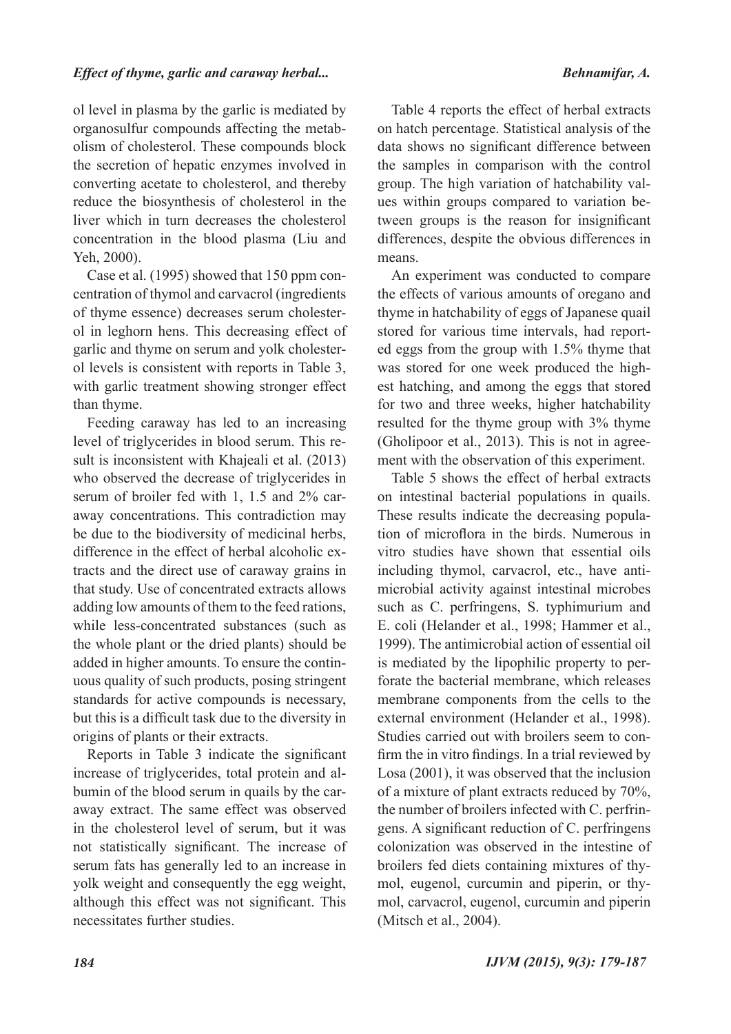ol level in plasma by the garlic is mediated by organosulfur compounds affecting the metabolism of cholesterol. These compounds block the secretion of hepatic enzymes involved in converting acetate to cholesterol, and thereby reduce the biosynthesis of cholesterol in the liver which in turn decreases the cholesterol concentration in the blood plasma (Liu and Yeh, 2000).

Case et al. (1995) showed that 150 ppm concentration of thymol and carvacrol (ingredients of thyme essence) decreases serum cholesterol in leghorn hens. This decreasing effect of garlic and thyme on serum and yolk cholesterol levels is consistent with reports in Table 3, with garlic treatment showing stronger effect than thyme.

Feeding caraway has led to an increasing level of triglycerides in blood serum. This result is inconsistent with Khajeali et al. (2013) who observed the decrease of triglycerides in serum of broiler fed with 1, 1.5 and 2% caraway concentrations. This contradiction may be due to the biodiversity of medicinal herbs, difference in the effect of herbal alcoholic extracts and the direct use of caraway grains in that study. Use of concentrated extracts allows adding low amounts of them to the feed rations, while less-concentrated substances (such as the whole plant or the dried plants) should be added in higher amounts. To ensure the continuous quality of such products, posing stringent standards for active compounds is necessary, but this is a difficult task due to the diversity in origins of plants or their extracts.

Reports in Table 3 indicate the significant increase of triglycerides, total protein and albumin of the blood serum in quails by the caraway extract. The same effect was observed in the cholesterol level of serum, but it was not statistically significant. The increase of serum fats has generally led to an increase in yolk weight and consequently the egg weight, although this effect was not significant. This necessitates further studies.

Table 4 reports the effect of herbal extracts on hatch percentage. Statistical analysis of the data shows no significant difference between the samples in comparison with the control group. The high variation of hatchability values within groups compared to variation between groups is the reason for insignificant differences, despite the obvious differences in means.

An experiment was conducted to compare the effects of various amounts of oregano and thyme in hatchability of eggs of Japanese quail stored for various time intervals, had reported eggs from the group with 1.5% thyme that was stored for one week produced the highest hatching, and among the eggs that stored for two and three weeks, higher hatchability resulted for the thyme group with 3% thyme (Gholipoor et al., 2013). This is not in agreement with the observation of this experiment.

Table 5 shows the effect of herbal extracts on intestinal bacterial populations in quails. These results indicate the decreasing population of microflora in the birds. Numerous in vitro studies have shown that essential oils including thymol, carvacrol, etc., have antimicrobial activity against intestinal microbes such as C. perfringens, S. typhimurium and E. coli (Helander et al., 1998; Hammer et al., 1999). The antimicrobial action of essential oil is mediated by the lipophilic property to perforate the bacterial membrane, which releases membrane components from the cells to the external environment (Helander et al., 1998). Studies carried out with broilers seem to confirm the in vitro findings. In a trial reviewed by Losa (2001), it was observed that the inclusion of a mixture of plant extracts reduced by 70%, the number of broilers infected with C. perfringens. A significant reduction of C. perfringens colonization was observed in the intestine of broilers fed diets containing mixtures of thymol, eugenol, curcumin and piperin, or thymol, carvacrol, eugenol, curcumin and piperin (Mitsch et al., 2004).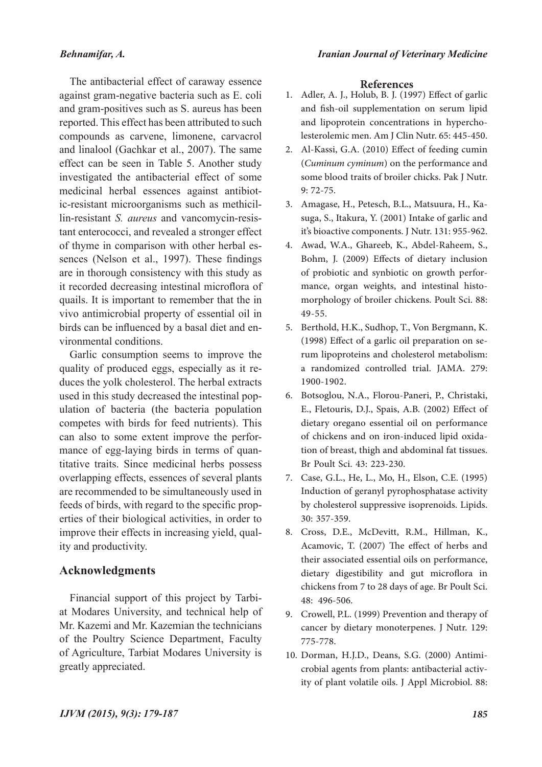The antibacterial effect of caraway essence against gram-negative bacteria such as E. coli and gram-positives such as S. aureus has been reported. This effect has been attributed to such compounds as carvene, limonene, carvacrol and linalool (Gachkar et al., 2007). The same effect can be seen in Table 5. Another study investigated the antibacterial effect of some medicinal herbal essences against antibiotic-resistant microorganisms such as methicillin-resistant *S. aureus* and vancomycin-resistant enterococci, and revealed a stronger effect of thyme in comparison with other herbal essences (Nelson et al., 1997). These findings are in thorough consistency with this study as it recorded decreasing intestinal microflora of quails. It is important to remember that the in vivo antimicrobial property of essential oil in birds can be influenced by a basal diet and environmental conditions.

Garlic consumption seems to improve the quality of produced eggs, especially as it reduces the yolk cholesterol. The herbal extracts used in this study decreased the intestinal population of bacteria (the bacteria population competes with birds for feed nutrients). This can also to some extent improve the performance of egg-laying birds in terms of quantitative traits. Since medicinal herbs possess overlapping effects, essences of several plants are recommended to be simultaneously used in feeds of birds, with regard to the specific properties of their biological activities, in order to improve their effects in increasing yield, quality and productivity.

## Acknowledgments

Financial support of this project by Tarbiat Modares University, and technical help of Mr. Kazemi and Mr. Kazemian the technicians of the Poultry Science Department, Faculty of Agriculture, Tarbiat Modares University is greatly appreciated.

## References

1. Adler, A. J., Holub, B. J. (1997) Effect of garlic and fish-oil supplementation on serum lipid and lipoprotein concentrations in hypercholesterolemic men. Am J Clin Nutr. 65: 445-450.
2. Al-Kassi, G.A. (2010) Effect of feeding cumin (*Cuminum cyminum*) on the performance and some blood traits of broiler chicks. Pak J Nutr. 9: 72-75.
3. Amagase, H., Petesch, B.L., Matsuura, H., Kasuga, S., Itakura, Y. (2001) Intake of garlic and it's bioactive components. J Nutr. 131: 955-962.
4. Awad, W.A., Ghareeb, K., Abdel-Raheem, S., Bohm, J. (2009) Effects of dietary inclusion of probiotic and synbiotic on growth performance, organ weights, and intestinal histomorphology of broiler chickens. Poult Sci. 88: 49-55.
5. Berthold, H.K., Sudhop, T., Von Bergmann, K. (1998) Effect of a garlic oil preparation on serum lipoproteins and cholesterol metabolism: a randomized controlled trial. JAMA. 279: 1900-1902.
6. Botsoglou, N.A., Florou-Paneri, P., Christaki, E., Fletouris, D.J., Spais, A.B. (2002) Effect of dietary oregano essential oil on performance of chickens and on iron-induced lipid oxidation of breast, thigh and abdominal fat tissues. Br Poult Sci. 43: 223-230.
7. Case, G.L., He, L., Mo, H., Elson, C.E. (1995) Induction of geranyl pyrophosphatase activity by cholesterol suppressive isoprenoids. Lipids. 30: 357-359.
8. Cross, D.E., McDevitt, R.M., Hillman, K., Acamovic, T. (2007) The effect of herbs and their associated essential oils on performance, dietary digestibility and gut microflora in chickens from 7 to 28 days of age. Br Poult Sci. 48: 496-506.
9. Crowell, P.L. (1999) Prevention and therapy of cancer by dietary monoterpenes. J Nutr. 129: 775-778.
10. Dorman, H.J.D., Deans, S.G. (2000) Antimicrobial agents from plants: antibacterial activity of plant volatile oils. J Appl Microbiol. 88: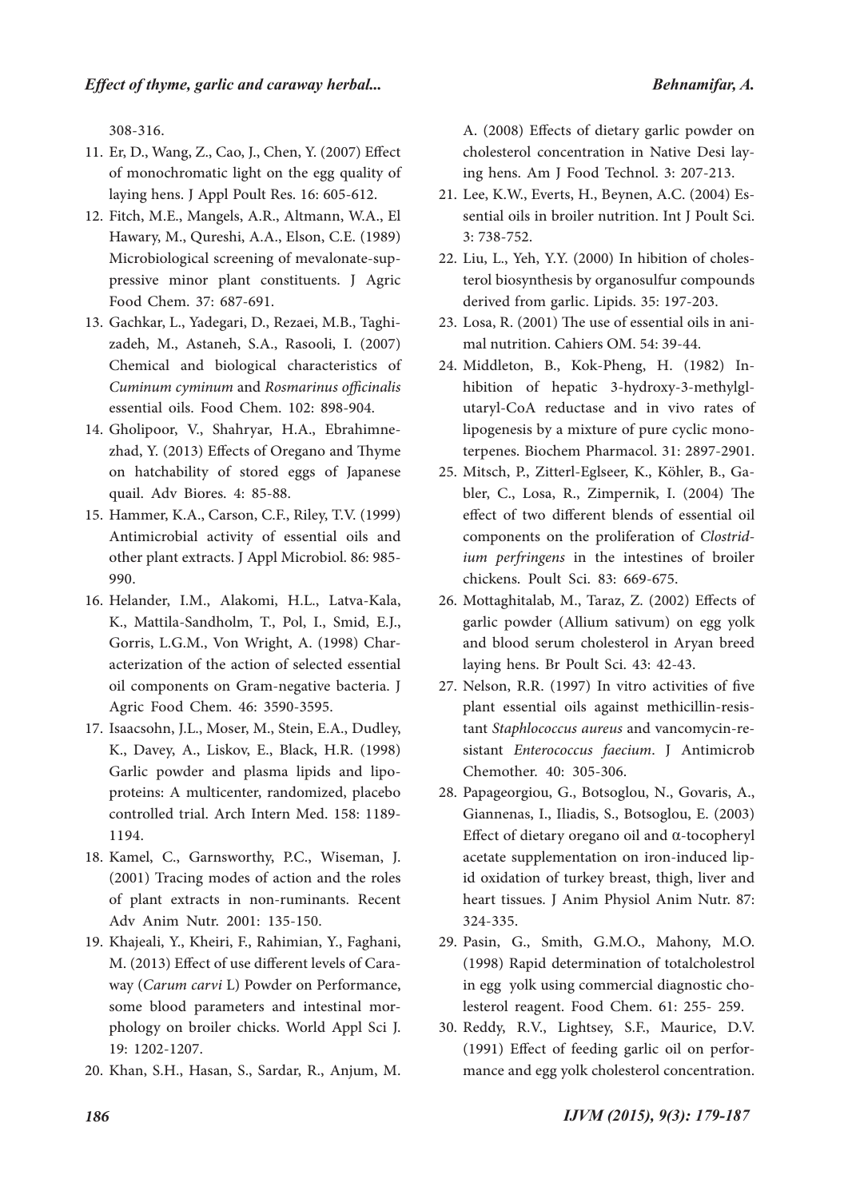308-316.

11. Er, D., Wang, Z., Cao, J., Chen, Y. (2007) Effect of monochromatic light on the egg quality of laying hens. J Appl Poult Res. 16: 605-612.
12. Fitch, M.E., Mangels, A.R., Altmann, W.A., El Hawary, M., Qureshi, A.A., Elson, C.E. (1989) Microbiological screening of mevalonate-suppressive minor plant constituents. J Agric Food Chem. 37: 687-691.
13. Gachkar, L., Yadegari, D., Rezaei, M.B., Taghizadeh, M., Astaneh, S.A., Rasooli, I. (2007) Chemical and biological characteristics of *Cuminum cyminum* and *Rosmarinus officinalis* essential oils. Food Chem. 102: 898-904.
14. Gholipoor, V., Shahryar, H.A., Ebrahimnezhad, Y. (2013) Effects of Oregano and Thyme on hatchability of stored eggs of Japanese quail. Adv Biores. 4: 85-88.
15. Hammer, K.A., Carson, C.F., Riley, T.V. (1999) Antimicrobial activity of essential oils and other plant extracts. J Appl Microbiol. 86: 985-990.
16. Helander, I.M., Alakomi, H.L., Latva-Kala, K., Mattila-Sandholm, T., Pol, I., Smid, E.J., Gorris, L.G.M., Von Wright, A. (1998) Characterization of the action of selected essential oil components on Gram-negative bacteria. J Agric Food Chem. 46: 3590-3595.
17. Isaacsohn, J.L., Moser, M., Stein, E.A., Dudley, K., Davey, A., Liskov, E., Black, H.R. (1998) Garlic powder and plasma lipids and lipoproteins: A multicenter, randomized, placebo controlled trial. Arch Intern Med. 158: 1189-1194.
18. Kamel, C., Garnsworthy, P.C., Wiseman, J. (2001) Tracing modes of action and the roles of plant extracts in non-ruminants. Recent Adv Anim Nutr. 2001: 135-150.
19. Khajeali, Y., Kheiri, F., Rahimian, Y., Faghani, M. (2013) Effect of use different levels of Caraway (*Carum carvi* L) Powder on Performance, some blood parameters and intestinal morphology on broiler chicks. World Appl Sci J. 19: 1202-1207.
20. Khan, S.H., Hasan, S., Sardar, R., Anjum, M. A. (2008) Effects of dietary garlic powder on cholesterol concentration in Native Desi laying hens. Am J Food Technol. 3: 207-213.
21. Lee, K.W., Everts, H., Beynen, A.C. (2004) Essential oils in broiler nutrition. Int J Poult Sci. 3: 738-752.
22. Liu, L., Yeh, Y.Y. (2000) In hibition of cholesterol biosynthesis by organosulfur compounds derived from garlic. Lipids. 35: 197-203.
23. Losa, R. (2001) The use of essential oils in animal nutrition. Cahiers OM. 54: 39-44.
24. Middleton, B., Kok-Pheng, H. (1982) Inhibition of hepatic 3-hydroxy-3-methylglutaryl-CoA reductase and in vivo rates of lipogenesis by a mixture of pure cyclic monoterpenes. Biochem Pharmacol. 31: 2897-2901.
25. Mitsch, P., Zitterl-Eglseer, K., Köhler, B., Gabler, C., Losa, R., Zimpernik, I. (2004) The effect of two different blends of essential oil components on the proliferation of *Clostridium perfringens* in the intestines of broiler chickens. Poult Sci. 83: 669-675.
26. Mottaghitalab, M., Taraz, Z. (2002) Effects of garlic powder (Allium sativum) on egg yolk and blood serum cholesterol in Aryan breed laying hens. Br Poult Sci. 43: 42-43.
27. Nelson, R.R. (1997) In vitro activities of five plant essential oils against methicillin-resistant *Staphlococcus aureus* and vancomycin-resistant *Enterococcus faecium*. J Antimicrob Chemother. 40: 305-306.
28. Papageorgiou, G., Botsoglou, N., Govaris, A., Giannenas, I., Iliadis, S., Botsoglou, E. (2003) Effect of dietary oregano oil and α-tocopheryl acetate supplementation on iron-induced lipid oxidation of turkey breast, thigh, liver and heart tissues. J Anim Physiol Anim Nutr. 87: 324-335.
29. Pasin, G., Smith, G.M.O., Mahony, M.O. (1998) Rapid determination of totalcholestrol in egg yolk using commercial diagnostic cholesterol reagent. Food Chem. 61: 255- 259.
30. Reddy, R.V., Lightsey, S.F., Maurice, D.V. (1991) Effect of feeding garlic oil on performance and egg yolk cholesterol concentration.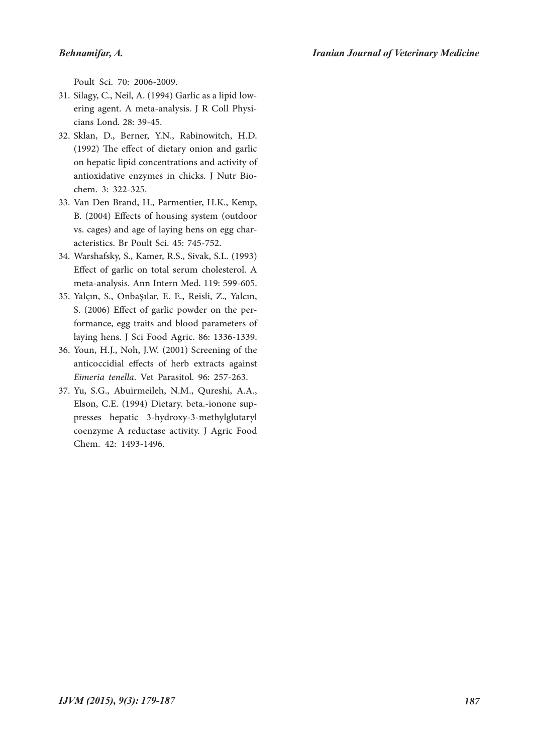Poult Sci. 70: 2006-2009.

31. Silagy, C., Neil, A. (1994) Garlic as a lipid lowering agent. A meta-analysis. J R Coll Physicians Lond. 28: 39-45.
32. Sklan, D., Berner, Y.N., Rabinowitch, H.D. (1992) The effect of dietary onion and garlic on hepatic lipid concentrations and activity of antioxidative enzymes in chicks. J Nutr Biochem. 3: 322-325.
33. Van Den Brand, H., Parmentier, H.K., Kemp, B. (2004) Effects of housing system (outdoor vs. cages) and age of laying hens on egg characteristics. Br Poult Sci. 45: 745-752.
34. Warshafsky, S., Kamer, R.S., Sivak, S.L. (1993) Effect of garlic on total serum cholesterol. A meta-analysis. Ann Intern Med. 119: 599-605.
35. Yalçın, S., Onbaşılar, E. E., Reisli, Z., Yalcın, S. (2006) Effect of garlic powder on the performance, egg traits and blood parameters of laying hens. J Sci Food Agric. 86: 1336-1339.
36. Youn, H.J., Noh, J.W. (2001) Screening of the anticoccidial effects of herb extracts against *Eimeria tenella*. Vet Parasitol. 96: 257-263.
37. Yu, S.G., Abuirmeileh, N.M., Qureshi, A.A., Elson, C.E. (1994) Dietary. beta.-ionone suppresses hepatic 3-hydroxy-3-methylglutaryl coenzyme A reductase activity. J Agric Food Chem. 42: 1493-1496.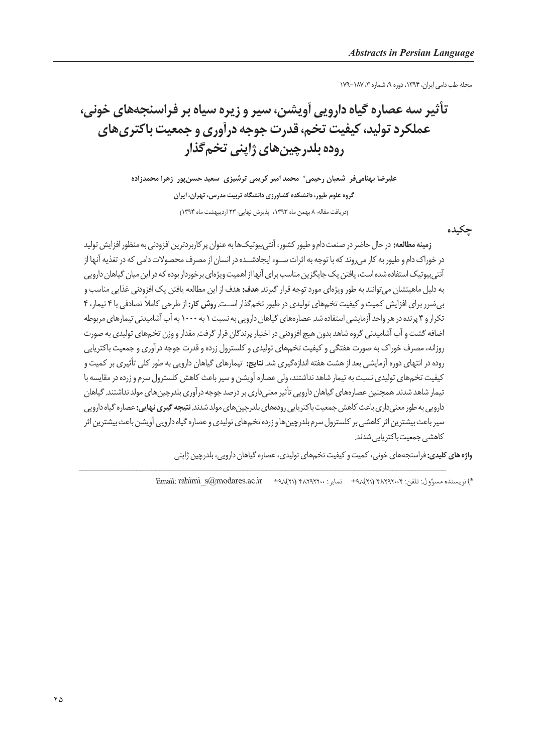# تأثیر سه عصاره گیاه دارویی آویشن، سیر و زیره سیاه بر فراسنجه‌های خونی، عملکرد تولید، کیفیت تخم، قدرت جوجه درآوری و جمعیت باکتری‌های روده بلدرچین‌های ژاپنی تخم‌گذار

**علیرضا بهنامی‌فر  شعبان رحیمی[*]  محمد امیر کریمی ترشیزی  سعید حسن‌پور  زهرا محمدزاده**

**گروه علوم طیور، دانشکده کشاورزی دانشگاه تربیت مدرس، تهران، ایران**

(دریافت مقاله: ۸ بهمن ماه ۱۳۹۳،  پذیرش نهایی: ۲۳ اردیبهشت ماه ۱۳۹۴)

## چکیده

**زمینه مطالعه:** در حال حاضر در صنعت دام و طیور کشور، آنتی‌بیوتیک‌ها به عنوان پرکاربردترین افزودنی به منظور افزایش تولید در خوراک دام و طیور به کار می‌روند که با توجه به اثرات سـوء ایجادشـده در انسان از مصرف محصولات دامی که در تغذیه آنها از آنتی‌بیوتیک استفاده شده است، یافتن یک جایگزین مناسب برای آنها از اهمیت ویژه‌ای برخوردار بوده که در این میان گیاهان دارویی به دلیل ماهیتشان می‌توانند به طور ویژه‌ای مورد توجه قرار گیرند. **هدف:** هدف از این مطالعه یافتن یک افزودنی غذایی مناسب و بی‌ضرر برای افزایش کمیت و کیفیت تخم‌های تولیدی در طیور تخم‌گذار اسـت. **روش کار:** از طرحی کاملاً تصادفی با ۴ تیمار، ۴ تکرار و ۴ پرنده در هر واحد آزمایشی استفاده شد. عصاره‌های گیاهان دارویی به نسبت ۱ به ۱۰۰۰ به آب آشامیدنی تیمارهای مربوطه اضافه گشت و آب آشامیدنی گروه شاهد بدون هیچ افزودنی در اختیار پرندگان قرار گرفت. مقدار و وزن تخم‌های تولیدی به صورت روزانه، مصرف خوراک به صورت هفتگی و کیفیت تخم‌های تولیدی و کلسترول زرده و قدرت جوجه درآوری و جمعیت باکتریایی روده در انتهای دوره آزمایشی بعد از هشت هفته اندازه‌گیری شد. **نتایج:** تیمارهای گیاهان دارویی به طور کلی تأثیری بر کمیت و کیفیت تخم‌های تولیدی نسبت به تیمار شاهد نداشتند، ولی عصاره آویشن و سیر باعث کاهش کلسترول سرم و زرده در مقایسه با تیمار شاهد شدند. همچنین عصاره‌های گیاهان دارویی تأثیر معنی‌داری بر درصد جوجه درآوری بلدرچین‌های مولد نداشتند. گیاهان دارویی به طور معنی‌داری باعث کاهش جمعیت باکتریایی روده‌های بلدرچین‌های مولد شدند. **نتیجه گیری نهایی:** عصاره گیاه دارویی سیر باعث بیشترین اثر کاهشی بر کلسترول سرم بلدرچین‌ها و زرده تخم‌های تولیدی و عصاره گیاه دارویی آویشن باعث بیشترین اثر کاهشی جمعیت باکتریایی شدند.

**واژه های کلیدی:** فراسنجه‌های خونی، کمیت و کیفیت تخم‌های تولیدی، عصاره گیاهان دارویی، بلدرچین ژاپنی

---

*) نویسنده مسؤول: تلفن: ۴۸۲۹۲۰۰۴ (۲۱)(۹۸)+   نمابر: ۴۸۲۹۲۲۰۰ (۲۱)(۹۸)+   Email: rahimi_s@modares.ac.ir